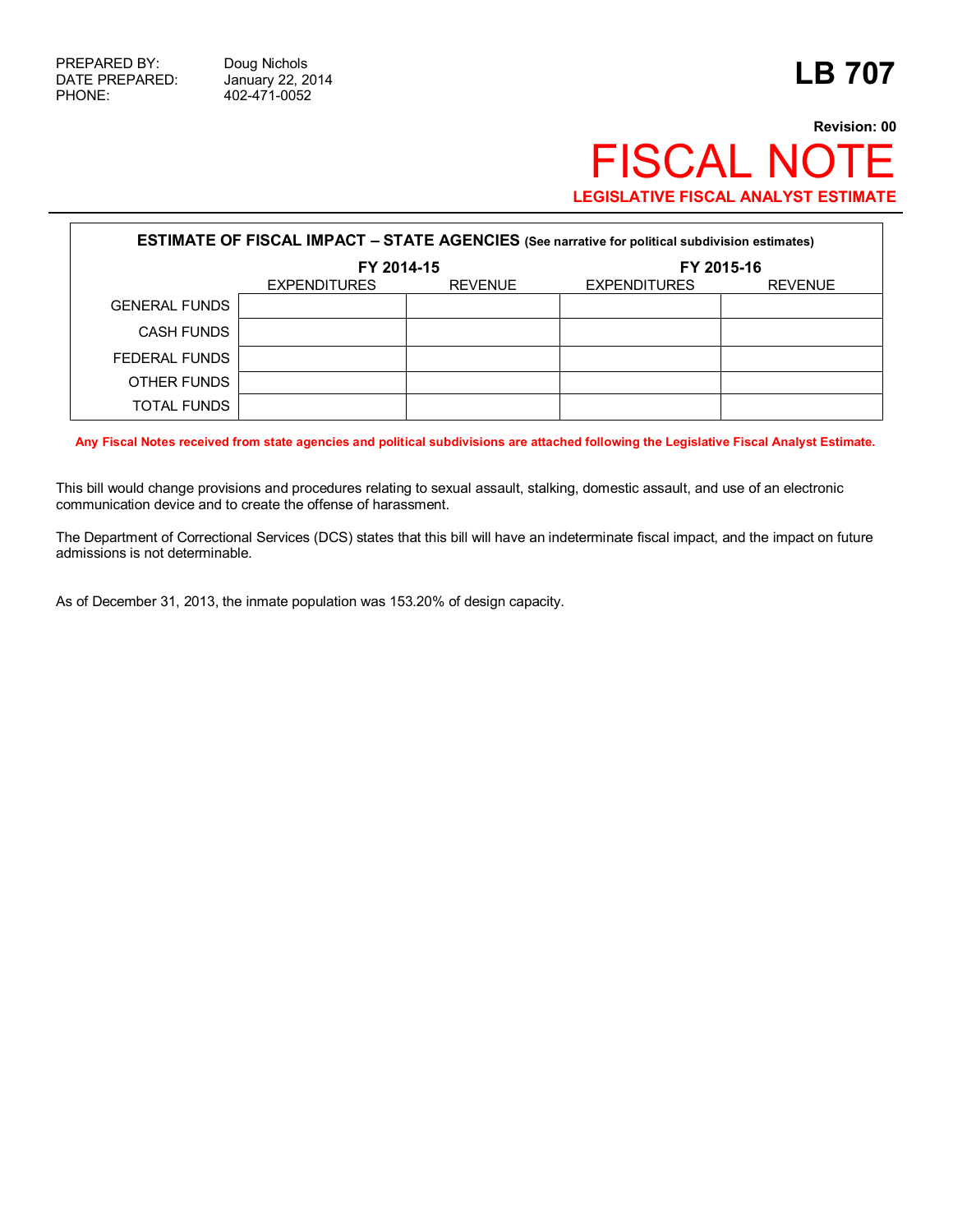PREPARED BY: Doug Nichols
DATE PREPARED: January 22, 2014
PHONE: 402-471-0052

# LB 707

**Revision: 00**

# FISCAL NOTE

**LEGISLATIVE FISCAL ANALYST ESTIMATE**

| ESTIMATE OF FISCAL IMPACT – STATE AGENCIES (See narrative for political subdivision estimates) | | | | |
|---|---|---|---|---|
| | FY 2014-15 | | FY 2015-16 | |
| | EXPENDITURES | REVENUE | EXPENDITURES | REVENUE |
| GENERAL FUNDS | | | | |
| CASH FUNDS | | | | |
| FEDERAL FUNDS | | | | |
| OTHER FUNDS | | | | |
| TOTAL FUNDS | | | | |

**Any Fiscal Notes received from state agencies and political subdivisions are attached following the Legislative Fiscal Analyst Estimate.**

This bill would change provisions and procedures relating to sexual assault, stalking, domestic assault, and use of an electronic communication device and to create the offense of harassment.

The Department of Correctional Services (DCS) states that this bill will have an indeterminate fiscal impact, and the impact on future admissions is not determinable.

As of December 31, 2013, the inmate population was 153.20% of design capacity.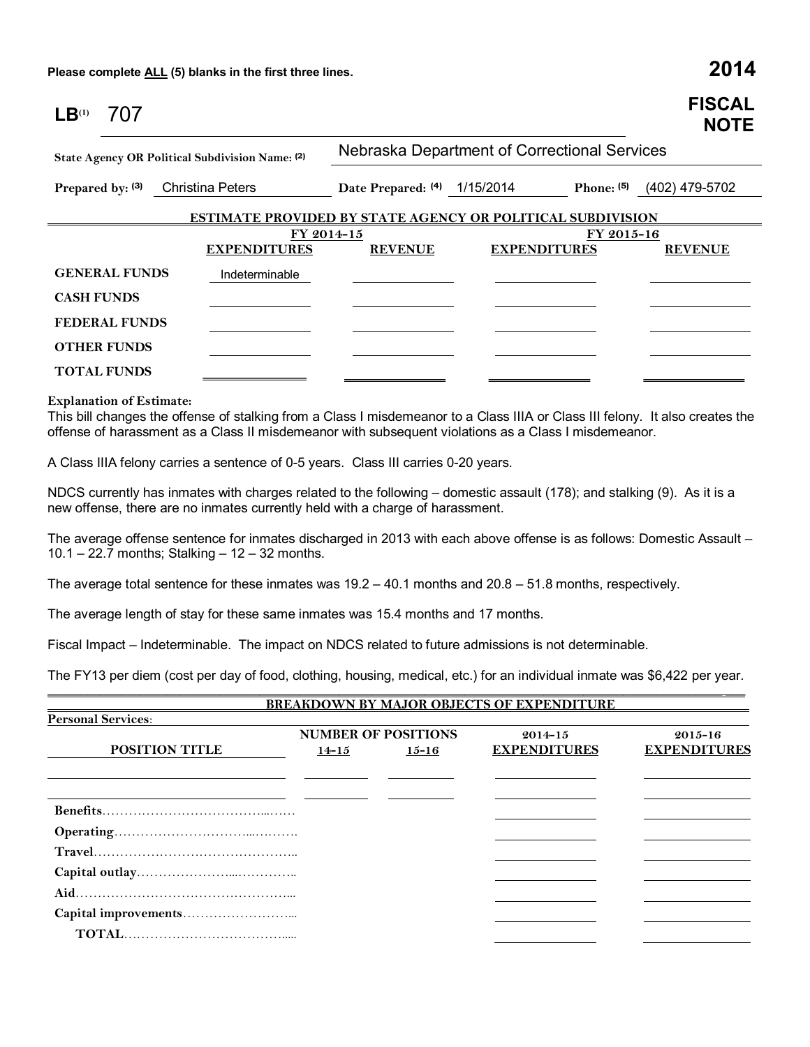Please complete ALL (5) blanks in the first three lines.

# 2014 FISCAL NOTE

**LB**(1) 707

**State Agency OR Political Subdivision Name:** (2) Nebraska Department of Correctional Services

**Prepared by:** (3) Christina Peters **Date Prepared:** (4) 1/15/2014 **Phone:** (5) (402) 479-5702

**ESTIMATE PROVIDED BY STATE AGENCY OR POLITICAL SUBDIVISION**

| | FY 2014-15 | | FY 2015-16 | |
|---|---|---|---|---|
| | **EXPENDITURES** | **REVENUE** | **EXPENDITURES** | **REVENUE** |
| **GENERAL FUNDS** | Indeterminable | | | |
| **CASH FUNDS** | | | | |
| **FEDERAL FUNDS** | | | | |
| **OTHER FUNDS** | | | | |
| **TOTAL FUNDS** | | | | |

**Explanation of Estimate:**

This bill changes the offense of stalking from a Class I misdemeanor to a Class IIIA or Class III felony. It also creates the offense of harassment as a Class II misdemeanor with subsequent violations as a Class I misdemeanor.

A Class IIIA felony carries a sentence of 0-5 years. Class III carries 0-20 years.

NDCS currently has inmates with charges related to the following – domestic assault (178); and stalking (9). As it is a new offense, there are no inmates currently held with a charge of harassment.

The average offense sentence for inmates discharged in 2013 with each above offense is as follows: Domestic Assault – 10.1 – 22.7 months; Stalking – 12 – 32 months.

The average total sentence for these inmates was 19.2 – 40.1 months and 20.8 – 51.8 months, respectively.

The average length of stay for these same inmates was 15.4 months and 17 months.

Fiscal Impact – Indeterminable. The impact on NDCS related to future admissions is not determinable.

The FY13 per diem (cost per day of food, clothing, housing, medical, etc.) for an individual inmate was $6,422 per year.

**BREAKDOWN BY MAJOR OBJECTS OF EXPENDITURE**

**Personal Services:**

| POSITION TITLE | NUMBER OF POSITIONS 14-15 | 15-16 | 2014-15 EXPENDITURES | 2015-16 EXPENDITURES |
|---|---|---|---|---|
| | | | | |
| | | | | |
| **Benefits** | | | | |
| **Operating** | | | | |
| **Travel** | | | | |
| **Capital outlay** | | | | |
| **Aid** | | | | |
| **Capital improvements** | | | | |
| **TOTAL** | | | | |